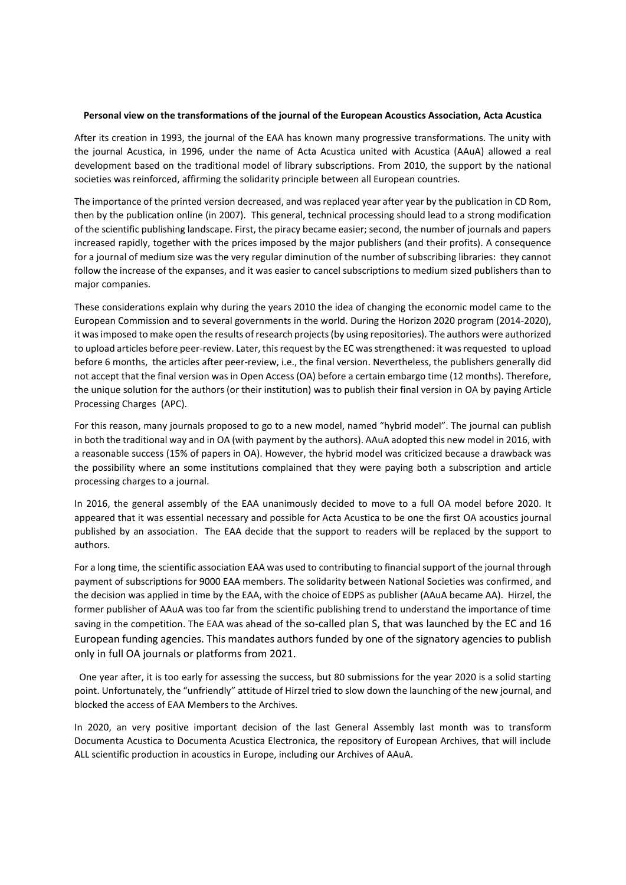**Personal view on the transformations of the journal of the European Acoustics Association, Acta Acustica**

After its creation in 1993, the journal of the EAA has known many progressive transformations. The unity with the journal Acustica, in 1996, under the name of Acta Acustica united with Acustica (AAuA) allowed a real development based on the traditional model of library subscriptions. From 2010, the support by the national societies was reinforced, affirming the solidarity principle between all European countries.

The importance of the printed version decreased, and was replaced year after year by the publication in CD Rom, then by the publication online (in 2007). This general, technical processing should lead to a strong modification of the scientific publishing landscape. First, the piracy became easier; second, the number of journals and papers increased rapidly, together with the prices imposed by the major publishers (and their profits). A consequence for a journal of medium size was the very regular diminution of the number of subscribing libraries: they cannot follow the increase of the expanses, and it was easier to cancel subscriptions to medium sized publishers than to major companies.

These considerations explain why during the years 2010 the idea of changing the economic model came to the European Commission and to several governments in the world. During the Horizon 2020 program (2014-2020), it was imposed to make open the results of research projects (by using repositories). The authors were authorized to upload articles before peer-review. Later, this request by the EC was strengthened: it was requested to upload before 6 months, the articles after peer-review, i.e., the final version. Nevertheless, the publishers generally did not accept that the final version was in Open Access (OA) before a certain embargo time (12 months). Therefore, the unique solution for the authors (or their institution) was to publish their final version in OA by paying Article Processing Charges (APC).

For this reason, many journals proposed to go to a new model, named "hybrid model". The journal can publish in both the traditional way and in OA (with payment by the authors). AAuA adopted this new model in 2016, with a reasonable success (15% of papers in OA). However, the hybrid model was criticized because a drawback was the possibility where an some institutions complained that they were paying both a subscription and article processing charges to a journal.

In 2016, the general assembly of the EAA unanimously decided to move to a full OA model before 2020. It appeared that it was essential necessary and possible for Acta Acustica to be one the first OA acoustics journal published by an association. The EAA decide that the support to readers will be replaced by the support to authors.

For a long time, the scientific association EAA was used to contributing to financial support of the journal through payment of subscriptions for 9000 EAA members. The solidarity between National Societies was confirmed, and the decision was applied in time by the EAA, with the choice of EDPS as publisher (AAuA became AA). Hirzel, the former publisher of AAuA was too far from the scientific publishing trend to understand the importance of time saving in the competition. The EAA was ahead of the so-called plan S, that was launched by the EC and 16 European funding agencies. This mandates authors funded by one of the signatory agencies to publish only in full OA journals or platforms from 2021.

One year after, it is too early for assessing the success, but 80 submissions for the year 2020 is a solid starting point. Unfortunately, the "unfriendly" attitude of Hirzel tried to slow down the launching of the new journal, and blocked the access of EAA Members to the Archives.

In 2020, an very positive important decision of the last General Assembly last month was to transform Documenta Acustica to Documenta Acustica Electronica, the repository of European Archives, that will include ALL scientific production in acoustics in Europe, including our Archives of AAuA.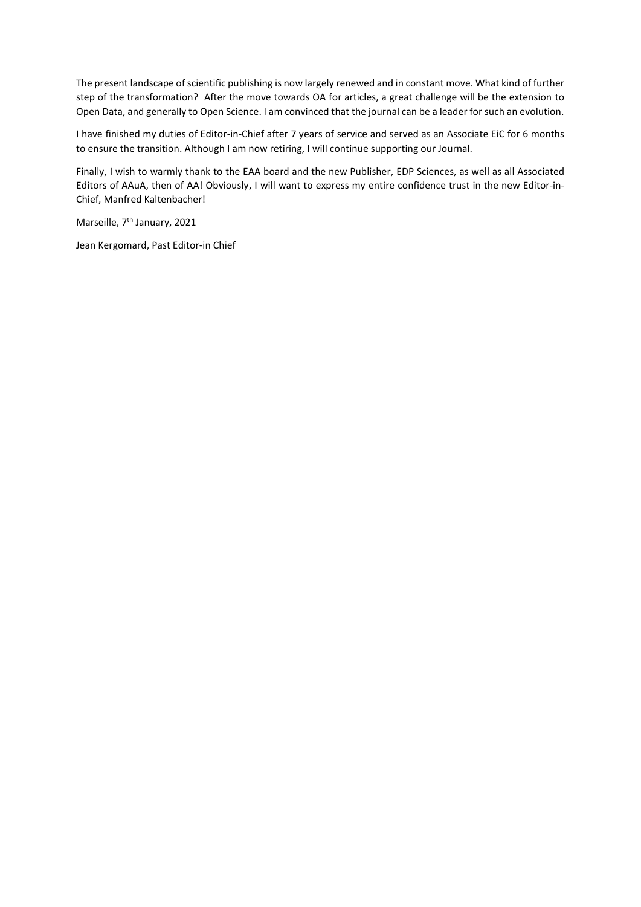The present landscape of scientific publishing is now largely renewed and in constant move. What kind of further step of the transformation? After the move towards OA for articles, a great challenge will be the extension to Open Data, and generally to Open Science. I am convinced that the journal can be a leader for such an evolution.

I have finished my duties of Editor-in-Chief after 7 years of service and served as an Associate EiC for 6 months to ensure the transition. Although I am now retiring, I will continue supporting our Journal.

Finally, I wish to warmly thank to the EAA board and the new Publisher, EDP Sciences, as well as all Associated Editors of AAuA, then of AA! Obviously, I will want to express my entire confidence trust in the new Editor-in-Chief, Manfred Kaltenbacher!

Marseille, 7th January, 2021

Jean Kergomard, Past Editor-in Chief